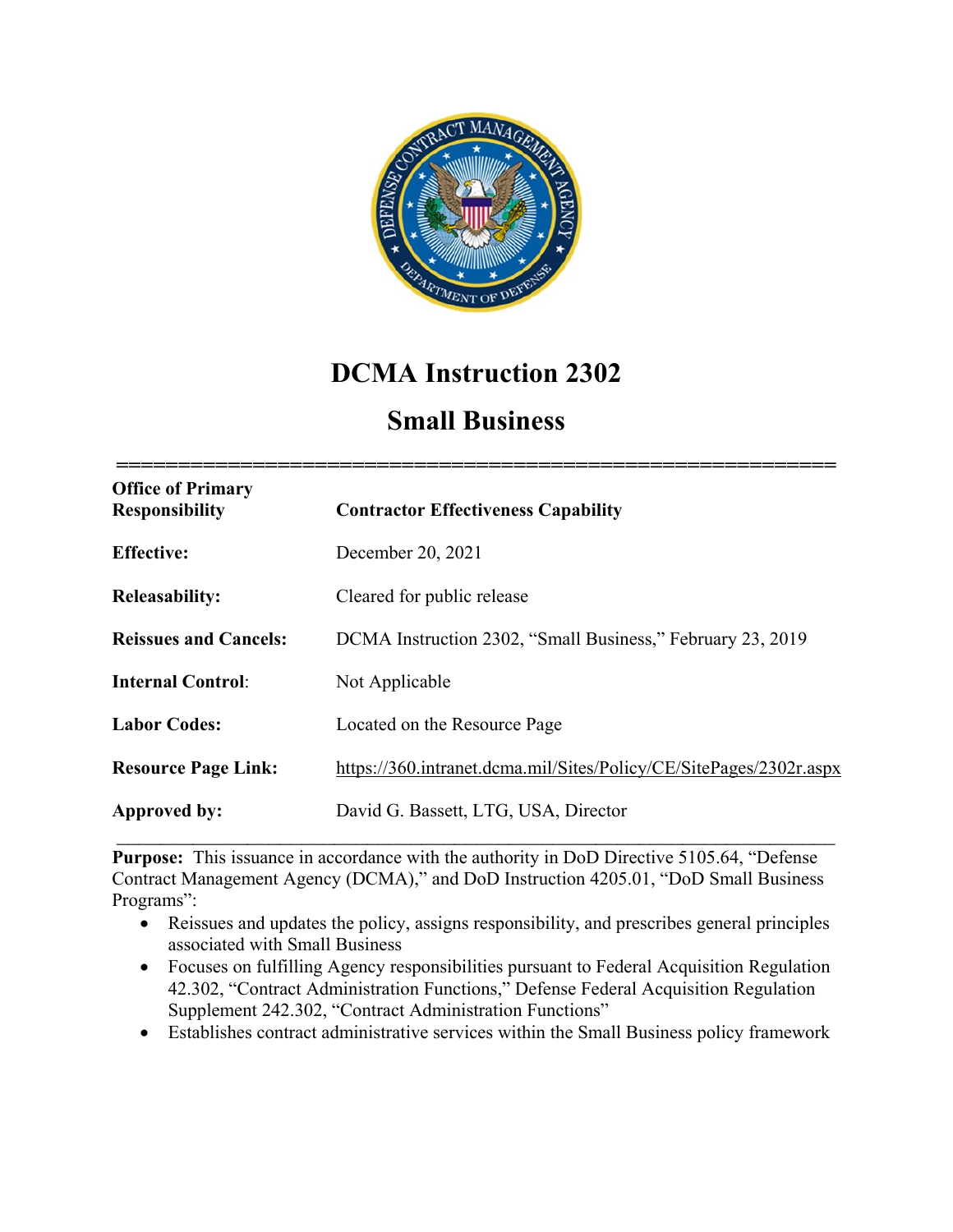# DCMA Instruction 2302

## Small Business

| | |
|---|---|
| **Office of Primary Responsibility** | **Contractor Effectiveness Capability** |
| **Effective:** | December 20, 2021 |
| **Releasability:** | Cleared for public release |
| **Reissues and Cancels:** | DCMA Instruction 2302, "Small Business," February 23, 2019 |
| **Internal Control:** | Not Applicable |
| **Labor Codes:** | Located on the Resource Page |
| **Resource Page Link:** | https://360.intranet.dcma.mil/Sites/Policy/CE/SitePages/2302r.aspx |
| **Approved by:** | David G. Bassett, LTG, USA, Director |

**Purpose:** This issuance in accordance with the authority in DoD Directive 5105.64, "Defense Contract Management Agency (DCMA)," and DoD Instruction 4205.01, "DoD Small Business Programs":

- Reissues and updates the policy, assigns responsibility, and prescribes general principles associated with Small Business
- Focuses on fulfilling Agency responsibilities pursuant to Federal Acquisition Regulation 42.302, "Contract Administration Functions," Defense Federal Acquisition Regulation Supplement 242.302, "Contract Administration Functions"
- Establishes contract administrative services within the Small Business policy framework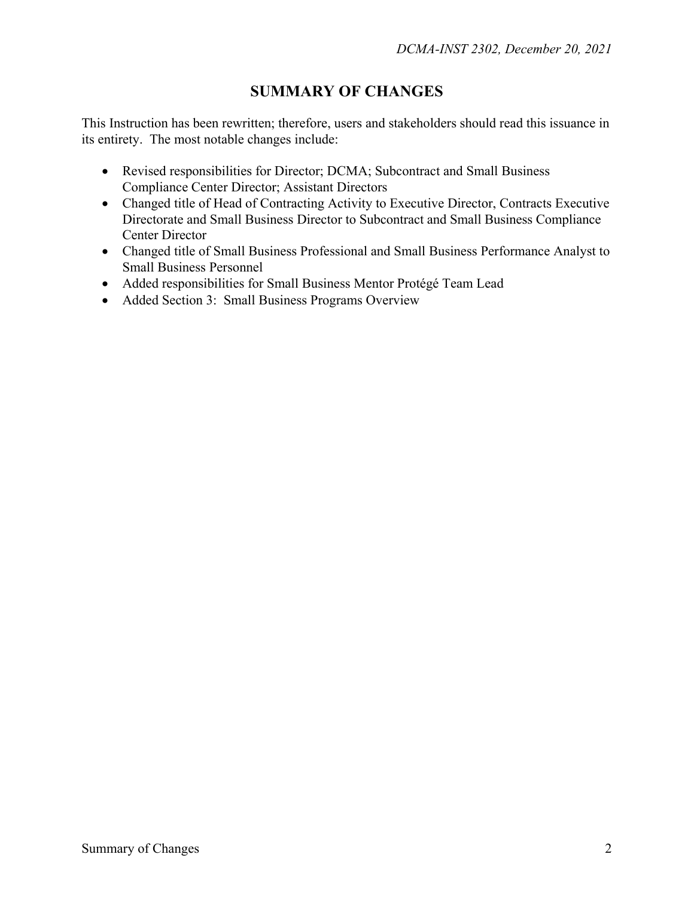## SUMMARY OF CHANGES

This Instruction has been rewritten; therefore, users and stakeholders should read this issuance in its entirety. The most notable changes include:

- Revised responsibilities for Director; DCMA; Subcontract and Small Business Compliance Center Director; Assistant Directors
- Changed title of Head of Contracting Activity to Executive Director, Contracts Executive Directorate and Small Business Director to Subcontract and Small Business Compliance Center Director
- Changed title of Small Business Professional and Small Business Performance Analyst to Small Business Personnel
- Added responsibilities for Small Business Mentor Protégé Team Lead
- Added Section 3: Small Business Programs Overview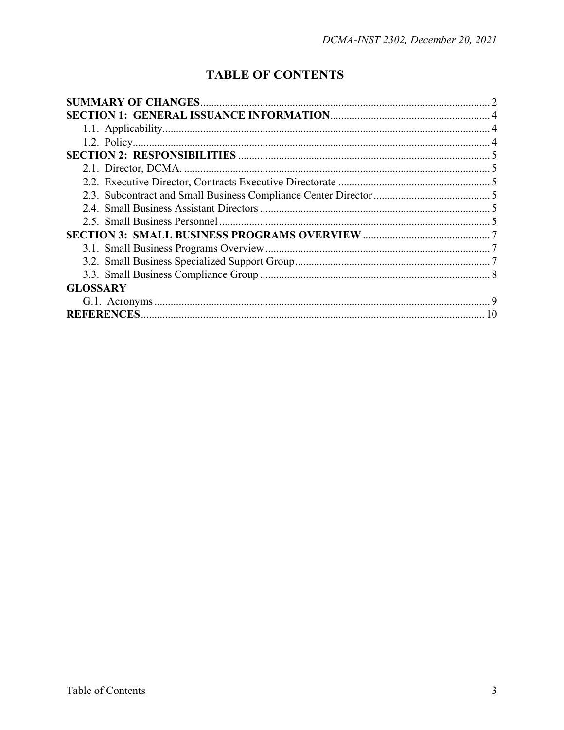# TABLE OF CONTENTS

**SUMMARY OF CHANGES** ........................................................................................................ 2
**SECTION 1: GENERAL ISSUANCE INFORMATION** ........................................................ 4
1.1. Applicability ........................................................................................................ 4
1.2. Policy ................................................................................................................... 4
**SECTION 2: RESPONSIBILITIES** .......................................................................................... 5
2.1. Director, DCMA. ................................................................................................. 5
2.2. Executive Director, Contracts Executive Directorate ........................................ 5
2.3. Subcontract and Small Business Compliance Center Director ........................... 5
2.4. Small Business Assistant Directors ..................................................................... 5
2.5. Small Business Personnel .................................................................................... 5
**SECTION 3: SMALL BUSINESS PROGRAMS OVERVIEW** ............................................. 7
3.1. Small Business Programs Overview .................................................................... 7
3.2. Small Business Specialized Support Group ......................................................... 7
3.3. Small Business Compliance Group ..................................................................... 8
**GLOSSARY**
G.1. Acronyms ............................................................................................................ 9
**REFERENCES** .......................................................................................................................... 10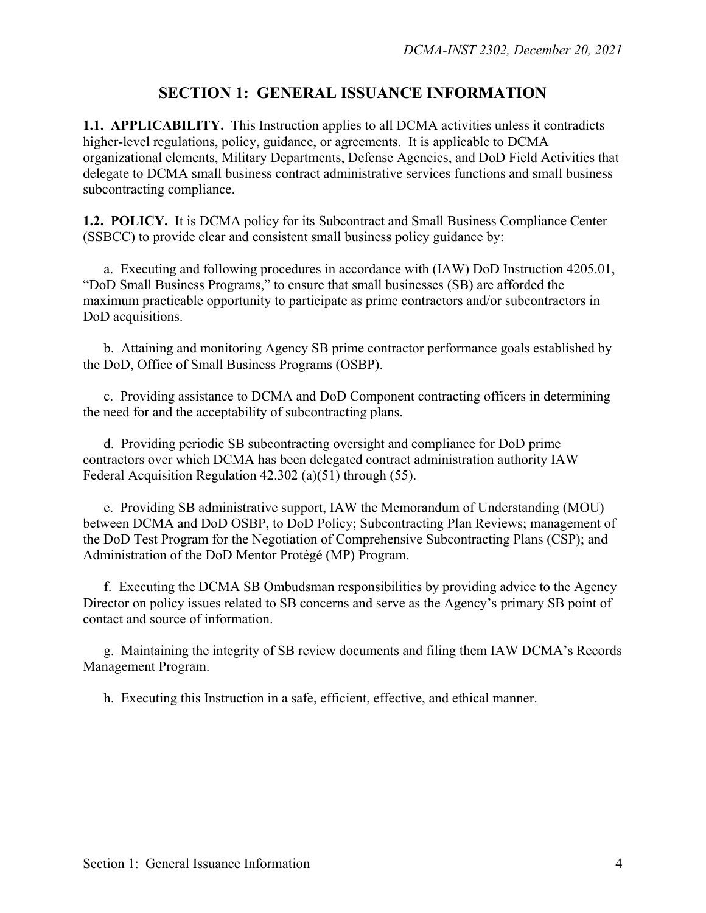# SECTION 1: GENERAL ISSUANCE INFORMATION

**1.1. APPLICABILITY.** This Instruction applies to all DCMA activities unless it contradicts higher-level regulations, policy, guidance, or agreements. It is applicable to DCMA organizational elements, Military Departments, Defense Agencies, and DoD Field Activities that delegate to DCMA small business contract administrative services functions and small business subcontracting compliance.

**1.2. POLICY.** It is DCMA policy for its Subcontract and Small Business Compliance Center (SSBCC) to provide clear and consistent small business policy guidance by:

a. Executing and following procedures in accordance with (IAW) DoD Instruction 4205.01, "DoD Small Business Programs," to ensure that small businesses (SB) are afforded the maximum practicable opportunity to participate as prime contractors and/or subcontractors in DoD acquisitions.

b. Attaining and monitoring Agency SB prime contractor performance goals established by the DoD, Office of Small Business Programs (OSBP).

c. Providing assistance to DCMA and DoD Component contracting officers in determining the need for and the acceptability of subcontracting plans.

d. Providing periodic SB subcontracting oversight and compliance for DoD prime contractors over which DCMA has been delegated contract administration authority IAW Federal Acquisition Regulation 42.302 (a)(51) through (55).

e. Providing SB administrative support, IAW the Memorandum of Understanding (MOU) between DCMA and DoD OSBP, to DoD Policy; Subcontracting Plan Reviews; management of the DoD Test Program for the Negotiation of Comprehensive Subcontracting Plans (CSP); and Administration of the DoD Mentor Protégé (MP) Program.

f. Executing the DCMA SB Ombudsman responsibilities by providing advice to the Agency Director on policy issues related to SB concerns and serve as the Agency's primary SB point of contact and source of information.

g. Maintaining the integrity of SB review documents and filing them IAW DCMA's Records Management Program.

h. Executing this Instruction in a safe, efficient, effective, and ethical manner.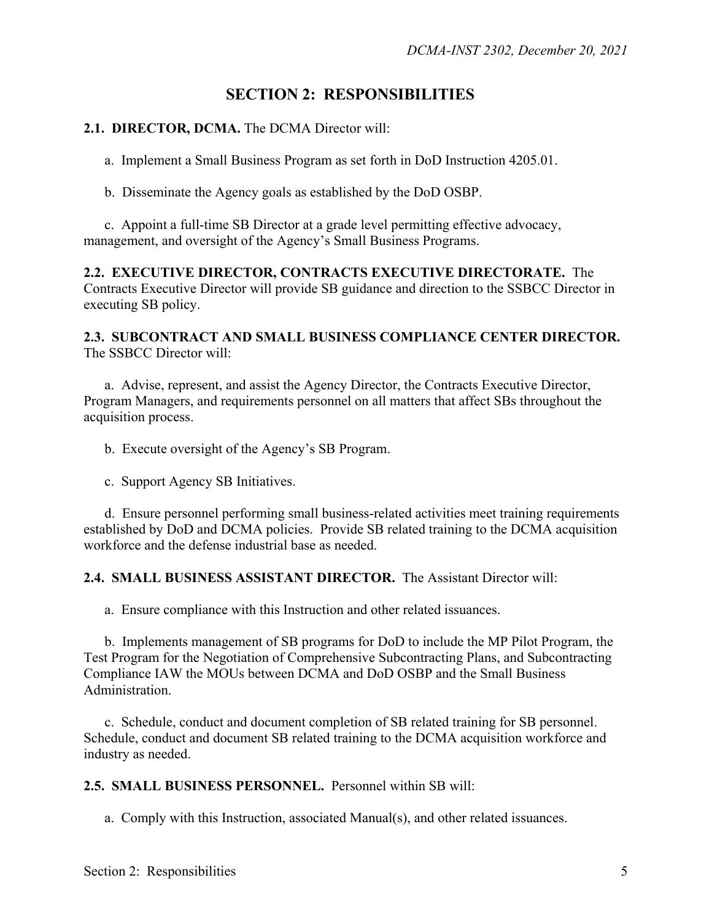# SECTION 2: RESPONSIBILITIES

**2.1. DIRECTOR, DCMA.** The DCMA Director will:

a. Implement a Small Business Program as set forth in DoD Instruction 4205.01.

b. Disseminate the Agency goals as established by the DoD OSBP.

c. Appoint a full-time SB Director at a grade level permitting effective advocacy, management, and oversight of the Agency's Small Business Programs.

**2.2. EXECUTIVE DIRECTOR, CONTRACTS EXECUTIVE DIRECTORATE.** The Contracts Executive Director will provide SB guidance and direction to the SSBCC Director in executing SB policy.

**2.3. SUBCONTRACT AND SMALL BUSINESS COMPLIANCE CENTER DIRECTOR.** The SSBCC Director will:

a. Advise, represent, and assist the Agency Director, the Contracts Executive Director, Program Managers, and requirements personnel on all matters that affect SBs throughout the acquisition process.

b. Execute oversight of the Agency's SB Program.

c. Support Agency SB Initiatives.

d. Ensure personnel performing small business-related activities meet training requirements established by DoD and DCMA policies. Provide SB related training to the DCMA acquisition workforce and the defense industrial base as needed.

**2.4. SMALL BUSINESS ASSISTANT DIRECTOR.** The Assistant Director will:

a. Ensure compliance with this Instruction and other related issuances.

b. Implements management of SB programs for DoD to include the MP Pilot Program, the Test Program for the Negotiation of Comprehensive Subcontracting Plans, and Subcontracting Compliance IAW the MOUs between DCMA and DoD OSBP and the Small Business Administration.

c. Schedule, conduct and document completion of SB related training for SB personnel. Schedule, conduct and document SB related training to the DCMA acquisition workforce and industry as needed.

**2.5. SMALL BUSINESS PERSONNEL.** Personnel within SB will:

a. Comply with this Instruction, associated Manual(s), and other related issuances.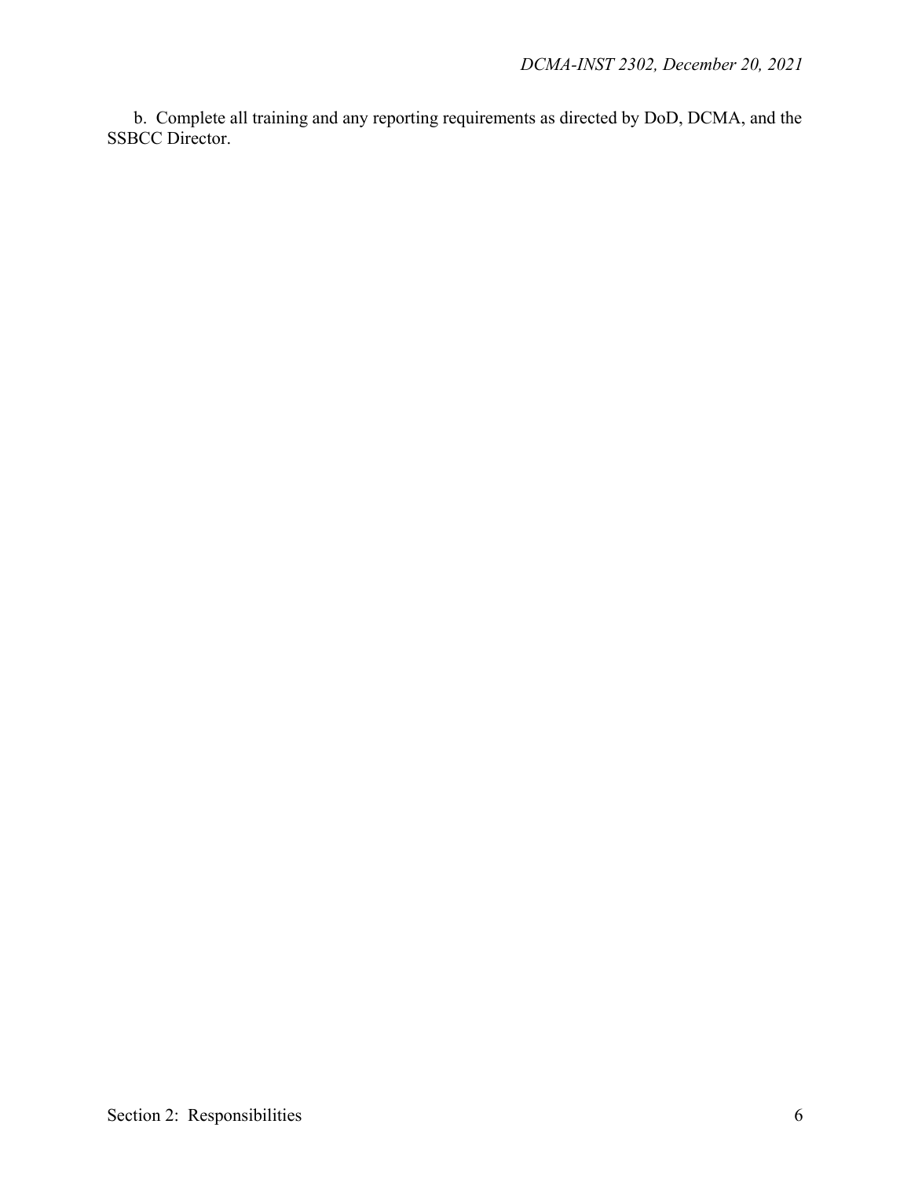b. Complete all training and any reporting requirements as directed by DoD, DCMA, and the SSBCC Director.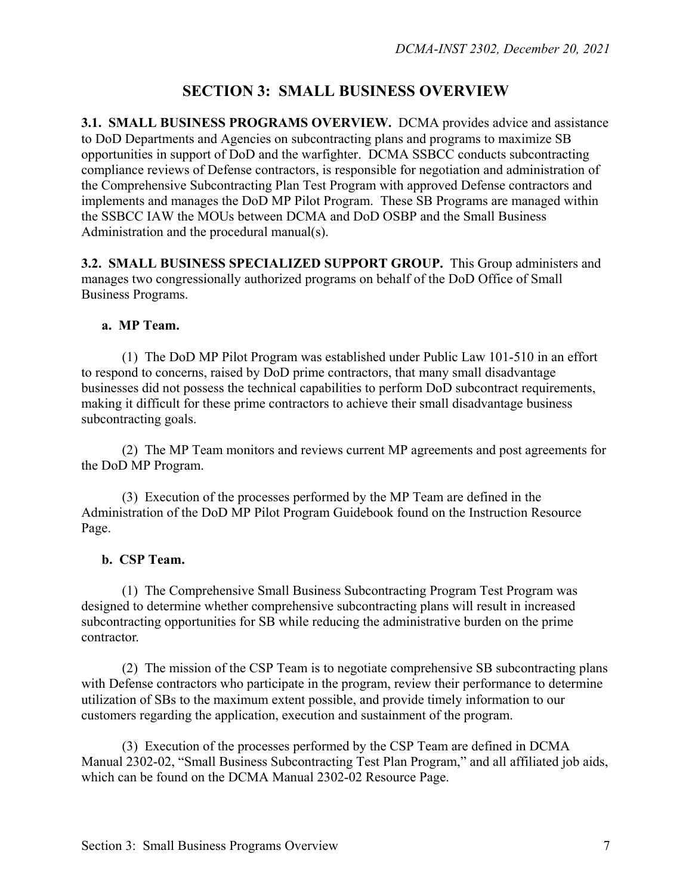## SECTION 3: SMALL BUSINESS OVERVIEW

**3.1. SMALL BUSINESS PROGRAMS OVERVIEW.** DCMA provides advice and assistance to DoD Departments and Agencies on subcontracting plans and programs to maximize SB opportunities in support of DoD and the warfighter. DCMA SSBCC conducts subcontracting compliance reviews of Defense contractors, is responsible for negotiation and administration of the Comprehensive Subcontracting Plan Test Program with approved Defense contractors and implements and manages the DoD MP Pilot Program. These SB Programs are managed within the SSBCC IAW the MOUs between DCMA and DoD OSBP and the Small Business Administration and the procedural manual(s).

**3.2. SMALL BUSINESS SPECIALIZED SUPPORT GROUP.** This Group administers and manages two congressionally authorized programs on behalf of the DoD Office of Small Business Programs.

**a. MP Team.**

(1) The DoD MP Pilot Program was established under Public Law 101-510 in an effort to respond to concerns, raised by DoD prime contractors, that many small disadvantage businesses did not possess the technical capabilities to perform DoD subcontract requirements, making it difficult for these prime contractors to achieve their small disadvantage business subcontracting goals.

(2) The MP Team monitors and reviews current MP agreements and post agreements for the DoD MP Program.

(3) Execution of the processes performed by the MP Team are defined in the Administration of the DoD MP Pilot Program Guidebook found on the Instruction Resource Page.

**b. CSP Team.**

(1) The Comprehensive Small Business Subcontracting Program Test Program was designed to determine whether comprehensive subcontracting plans will result in increased subcontracting opportunities for SB while reducing the administrative burden on the prime contractor.

(2) The mission of the CSP Team is to negotiate comprehensive SB subcontracting plans with Defense contractors who participate in the program, review their performance to determine utilization of SBs to the maximum extent possible, and provide timely information to our customers regarding the application, execution and sustainment of the program.

(3) Execution of the processes performed by the CSP Team are defined in DCMA Manual 2302-02, "Small Business Subcontracting Test Plan Program," and all affiliated job aids, which can be found on the DCMA Manual 2302-02 Resource Page.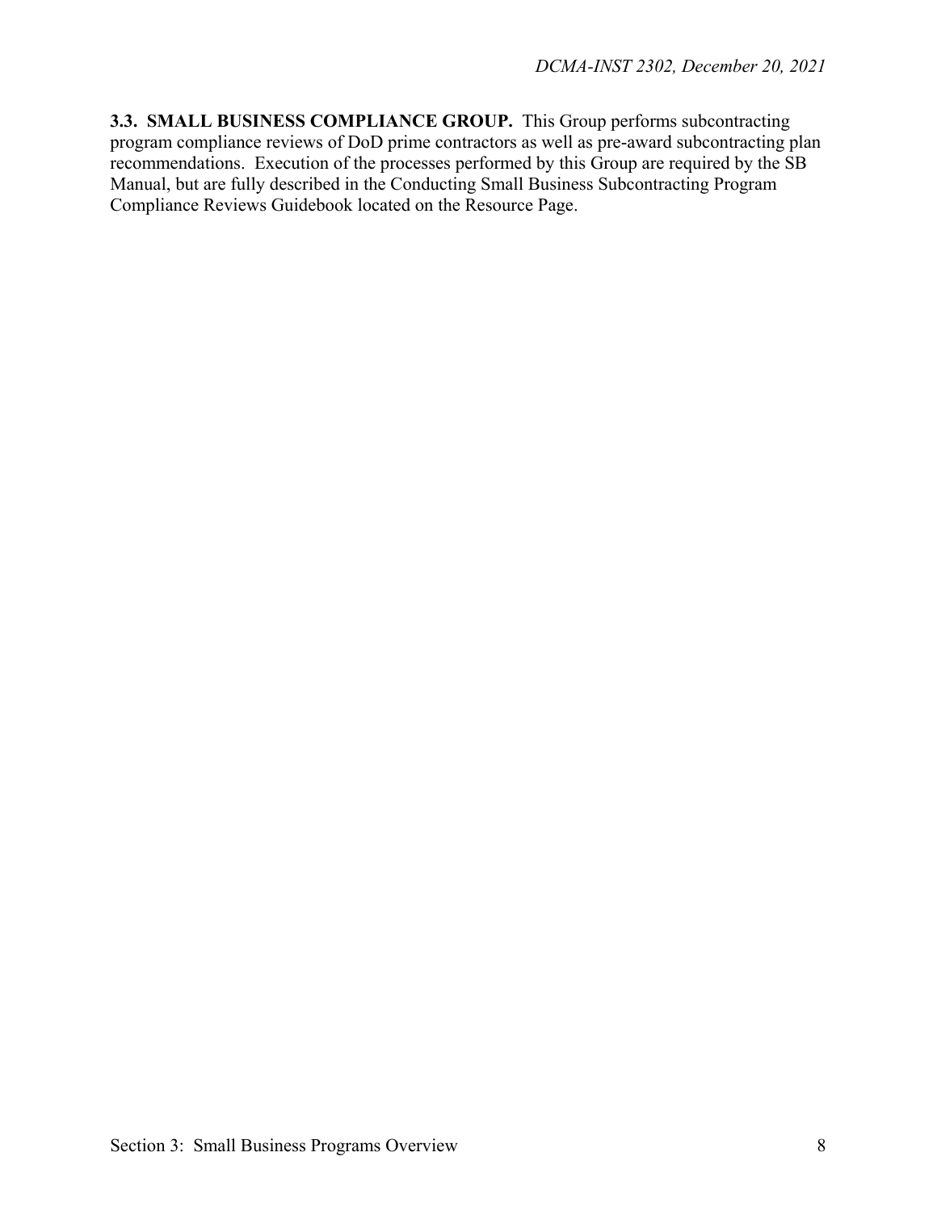**3.3. SMALL BUSINESS COMPLIANCE GROUP.** This Group performs subcontracting program compliance reviews of DoD prime contractors as well as pre-award subcontracting plan recommendations. Execution of the processes performed by this Group are required by the SB Manual, but are fully described in the Conducting Small Business Subcontracting Program Compliance Reviews Guidebook located on the Resource Page.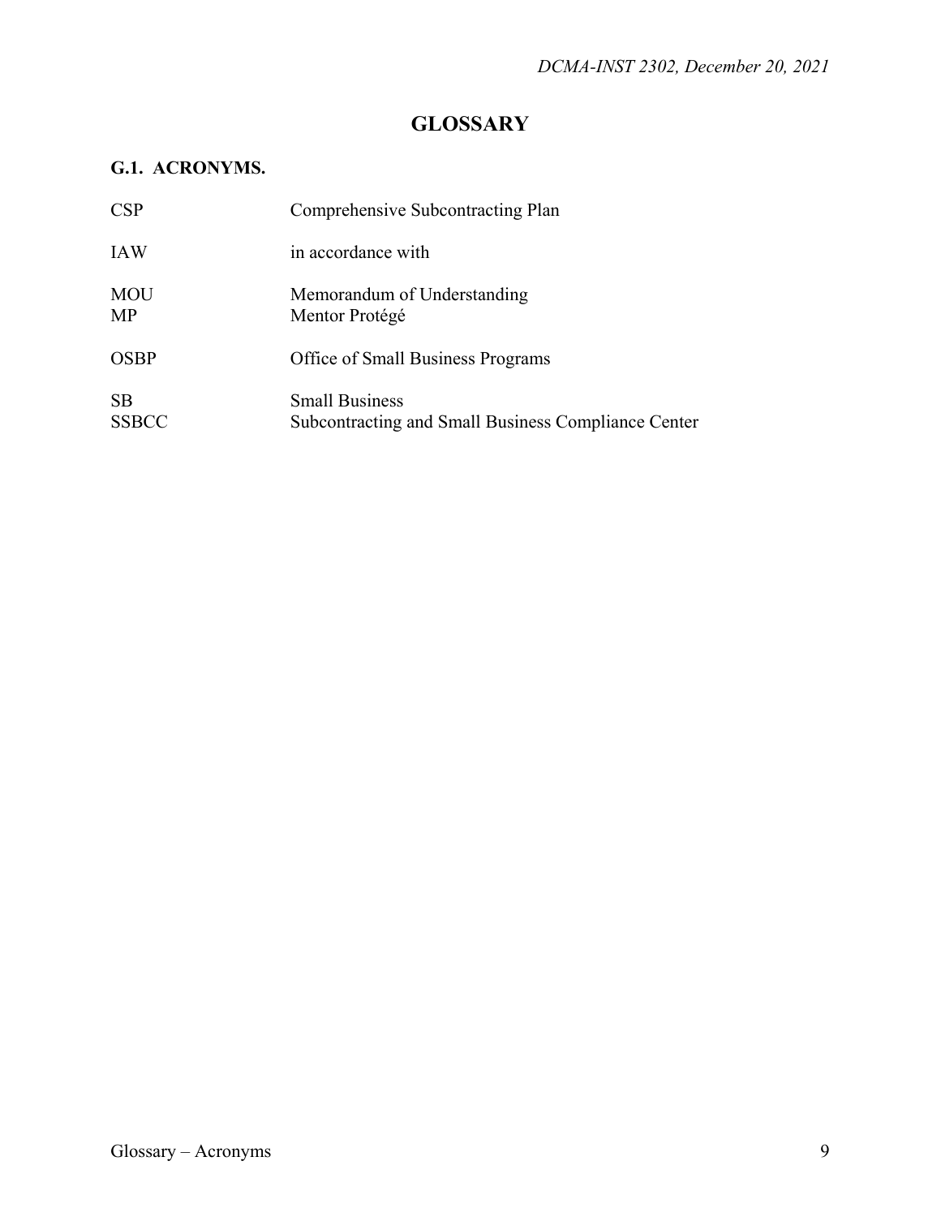# GLOSSARY

## G.1. ACRONYMS.

| | |
|---|---|
| CSP | Comprehensive Subcontracting Plan |
| IAW | in accordance with |
| MOU | Memorandum of Understanding |
| MP | Mentor Protégé |
| OSBP | Office of Small Business Programs |
| SB | Small Business |
| SSBCC | Subcontracting and Small Business Compliance Center |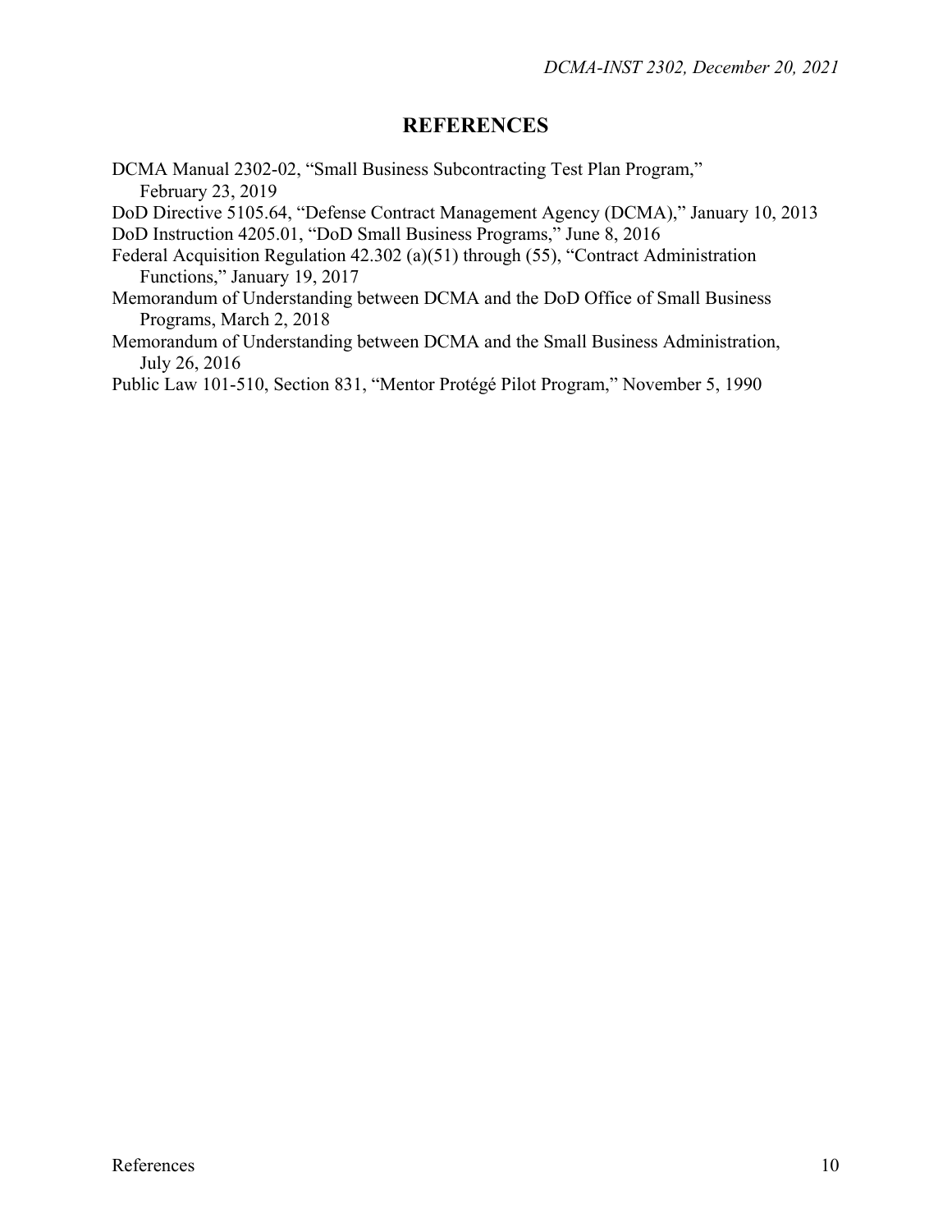## REFERENCES

DCMA Manual 2302-02, "Small Business Subcontracting Test Plan Program," February 23, 2019

DoD Directive 5105.64, "Defense Contract Management Agency (DCMA)," January 10, 2013

DoD Instruction 4205.01, "DoD Small Business Programs," June 8, 2016

Federal Acquisition Regulation 42.302 (a)(51) through (55), "Contract Administration Functions," January 19, 2017

Memorandum of Understanding between DCMA and the DoD Office of Small Business Programs, March 2, 2018

Memorandum of Understanding between DCMA and the Small Business Administration, July 26, 2016

Public Law 101-510, Section 831, "Mentor Protégé Pilot Program," November 5, 1990